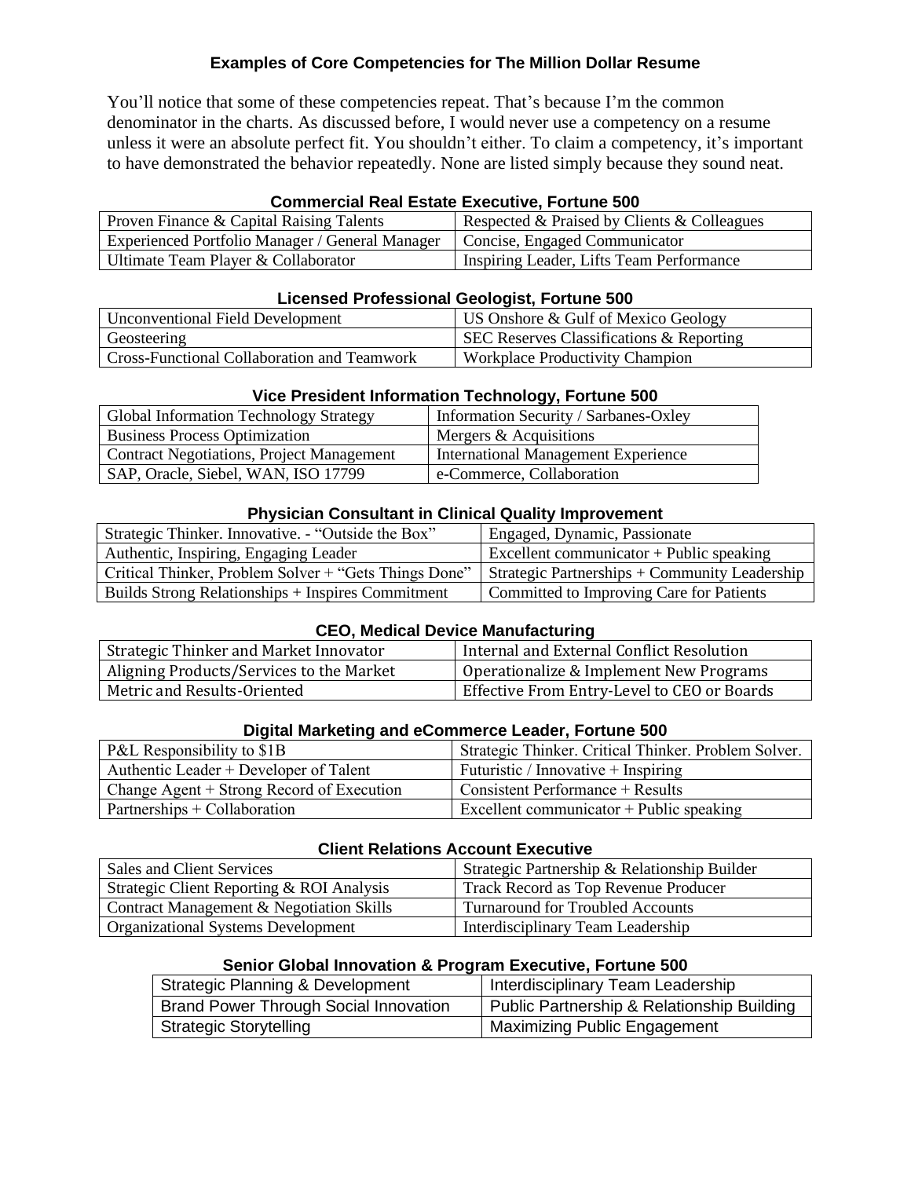## Examples of Core Competencies for The Million Dollar Resume

You'll notice that some of these competencies repeat. That's because I'm the common denominator in the charts. As discussed before, I would never use a competency on a resume unless it were an absolute perfect fit. You shouldn't either. To claim a competency, it's important to have demonstrated the behavior repeatedly. None are listed simply because they sound neat.

### Commercial Real Estate Executive, Fortune 500

| | |
|---|---|
| Proven Finance & Capital Raising Talents | Respected & Praised by Clients & Colleagues |
| Experienced Portfolio Manager / General Manager | Concise, Engaged Communicator |
| Ultimate Team Player & Collaborator | Inspiring Leader, Lifts Team Performance |

### Licensed Professional Geologist, Fortune 500

| | |
|---|---|
| Unconventional Field Development | US Onshore & Gulf of Mexico Geology |
| Geosteering | SEC Reserves Classifications & Reporting |
| Cross-Functional Collaboration and Teamwork | Workplace Productivity Champion |

### Vice President Information Technology, Fortune 500

| | |
|---|---|
| Global Information Technology Strategy | Information Security / Sarbanes-Oxley |
| Business Process Optimization | Mergers & Acquisitions |
| Contract Negotiations, Project Management | International Management Experience |
| SAP, Oracle, Siebel, WAN, ISO 17799 | e-Commerce, Collaboration |

### Physician Consultant in Clinical Quality Improvement

| | |
|---|---|
| Strategic Thinker. Innovative. - "Outside the Box" | Engaged, Dynamic, Passionate |
| Authentic, Inspiring, Engaging Leader | Excellent communicator + Public speaking |
| Critical Thinker, Problem Solver + "Gets Things Done" | Strategic Partnerships + Community Leadership |
| Builds Strong Relationships + Inspires Commitment | Committed to Improving Care for Patients |

### CEO, Medical Device Manufacturing

| | |
|---|---|
| Strategic Thinker and Market Innovator | Internal and External Conflict Resolution |
| Aligning Products/Services to the Market | Operationalize & Implement New Programs |
| Metric and Results-Oriented | Effective From Entry-Level to CEO or Boards |

### Digital Marketing and eCommerce Leader, Fortune 500

| | |
|---|---|
| P&L Responsibility to $1B | Strategic Thinker. Critical Thinker. Problem Solver. |
| Authentic Leader + Developer of Talent | Futuristic / Innovative + Inspiring |
| Change Agent + Strong Record of Execution | Consistent Performance + Results |
| Partnerships + Collaboration | Excellent communicator + Public speaking |

### Client Relations Account Executive

| | |
|---|---|
| Sales and Client Services | Strategic Partnership & Relationship Builder |
| Strategic Client Reporting & ROI Analysis | Track Record as Top Revenue Producer |
| Contract Management & Negotiation Skills | Turnaround for Troubled Accounts |
| Organizational Systems Development | Interdisciplinary Team Leadership |

### Senior Global Innovation & Program Executive, Fortune 500

| | |
|---|---|
| Strategic Planning & Development | Interdisciplinary Team Leadership |
| Brand Power Through Social Innovation | Public Partnership & Relationship Building |
| Strategic Storytelling | Maximizing Public Engagement |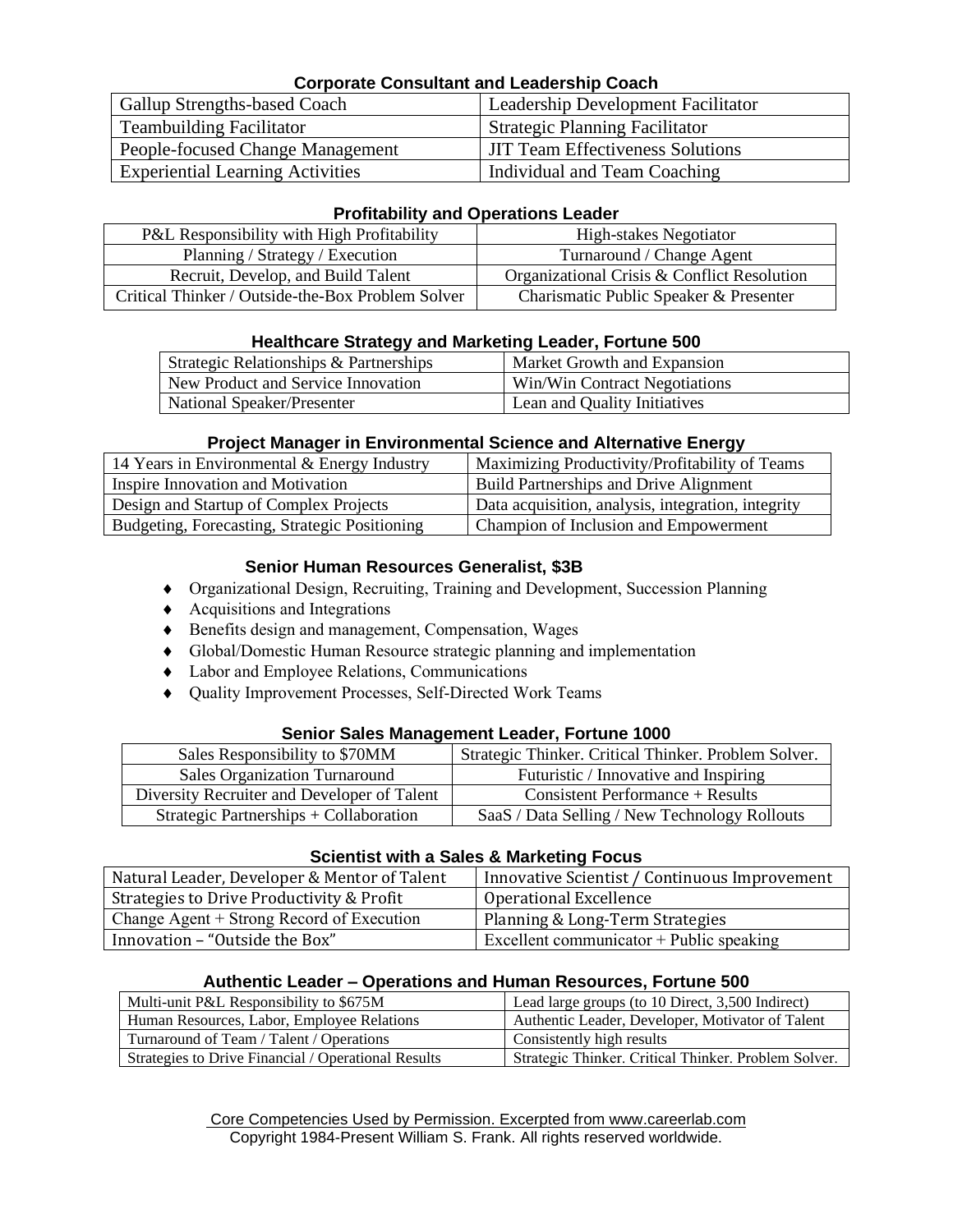### Corporate Consultant and Leadership Coach

| | |
|---|---|
| Gallup Strengths-based Coach | Leadership Development Facilitator |
| Teambuilding Facilitator | Strategic Planning Facilitator |
| People-focused Change Management | JIT Team Effectiveness Solutions |
| Experiential Learning Activities | Individual and Team Coaching |

### Profitability and Operations Leader

| | |
|---|---|
| P&L Responsibility with High Profitability | High-stakes Negotiator |
| Planning / Strategy / Execution | Turnaround / Change Agent |
| Recruit, Develop, and Build Talent | Organizational Crisis & Conflict Resolution |
| Critical Thinker / Outside-the-Box Problem Solver | Charismatic Public Speaker & Presenter |

### Healthcare Strategy and Marketing Leader, Fortune 500

| | |
|---|---|
| Strategic Relationships & Partnerships | Market Growth and Expansion |
| New Product and Service Innovation | Win/Win Contract Negotiations |
| National Speaker/Presenter | Lean and Quality Initiatives |

### Project Manager in Environmental Science and Alternative Energy

| | |
|---|---|
| 14 Years in Environmental & Energy Industry | Maximizing Productivity/Profitability of Teams |
| Inspire Innovation and Motivation | Build Partnerships and Drive Alignment |
| Design and Startup of Complex Projects | Data acquisition, analysis, integration, integrity |
| Budgeting, Forecasting, Strategic Positioning | Champion of Inclusion and Empowerment |

### Senior Human Resources Generalist, $3B

- Organizational Design, Recruiting, Training and Development, Succession Planning
- Acquisitions and Integrations
- Benefits design and management, Compensation, Wages
- Global/Domestic Human Resource strategic planning and implementation
- Labor and Employee Relations, Communications
- Quality Improvement Processes, Self-Directed Work Teams

### Senior Sales Management Leader, Fortune 1000

| | |
|---|---|
| Sales Responsibility to $70MM | Strategic Thinker. Critical Thinker. Problem Solver. |
| Sales Organization Turnaround | Futuristic / Innovative and Inspiring |
| Diversity Recruiter and Developer of Talent | Consistent Performance + Results |
| Strategic Partnerships + Collaboration | SaaS / Data Selling / New Technology Rollouts |

### Scientist with a Sales & Marketing Focus

| | |
|---|---|
| Natural Leader, Developer & Mentor of Talent | Innovative Scientist / Continuous Improvement |
| Strategies to Drive Productivity & Profit | Operational Excellence |
| Change Agent + Strong Record of Execution | Planning & Long-Term Strategies |
| Innovation – "Outside the Box" | Excellent communicator + Public speaking |

### Authentic Leader – Operations and Human Resources, Fortune 500

| | |
|---|---|
| Multi-unit P&L Responsibility to $675M | Lead large groups (to 10 Direct, 3,500 Indirect) |
| Human Resources, Labor, Employee Relations | Authentic Leader, Developer, Motivator of Talent |
| Turnaround of Team / Talent / Operations | Consistently high results |
| Strategies to Drive Financial / Operational Results | Strategic Thinker. Critical Thinker. Problem Solver. |

Core Competencies Used by Permission. Excerpted from www.careerlab.com
Copyright 1984-Present William S. Frank. All rights reserved worldwide.